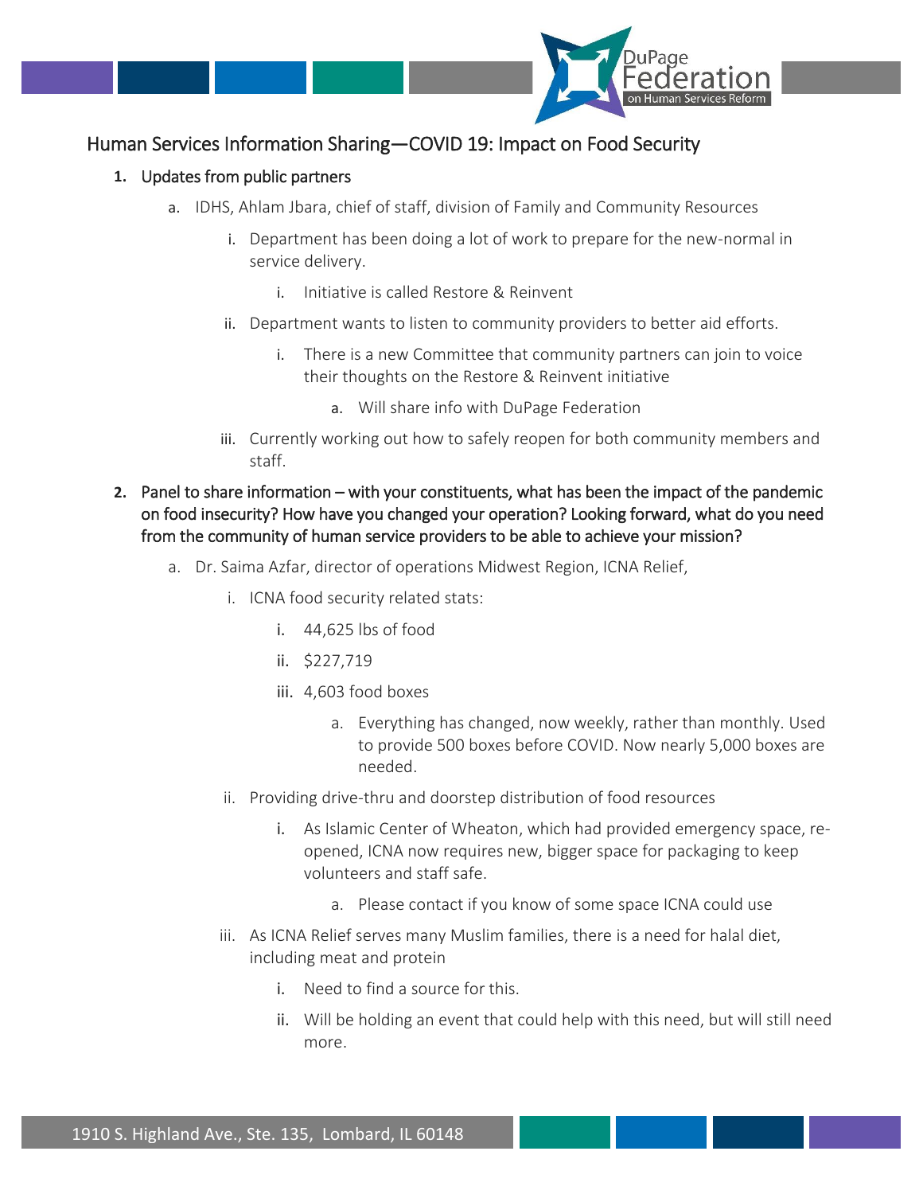## Human Services Information Sharing—COVID 19: Impact on Food Security

1. Updates from public partners
    a. IDHS, Ahlam Jbara, chief of staff, division of Family and Community Resources
        i. Department has been doing a lot of work to prepare for the new-normal in service delivery.
            i. Initiative is called Restore & Reinvent
        ii. Department wants to listen to community providers to better aid efforts.
            i. There is a new Committee that community partners can join to voice their thoughts on the Restore & Reinvent initiative
                a. Will share info with DuPage Federation
        iii. Currently working out how to safely reopen for both community members and staff.
2. Panel to share information – with your constituents, what has been the impact of the pandemic on food insecurity? How have you changed your operation? Looking forward, what do you need from the community of human service providers to be able to achieve your mission?
    a. Dr. Saima Azfar, director of operations Midwest Region, ICNA Relief,
        i. ICNA food security related stats:
            i. 44,625 lbs of food
            ii. $227,719
            iii. 4,603 food boxes
                a. Everything has changed, now weekly, rather than monthly. Used to provide 500 boxes before COVID. Now nearly 5,000 boxes are needed.
        ii. Providing drive-thru and doorstep distribution of food resources
            i. As Islamic Center of Wheaton, which had provided emergency space, re-opened, ICNA now requires new, bigger space for packaging to keep volunteers and staff safe.
                a. Please contact if you know of some space ICNA could use
        iii. As ICNA Relief serves many Muslim families, there is a need for halal diet, including meat and protein
            i. Need to find a source for this.
            ii. Will be holding an event that could help with this need, but will still need more.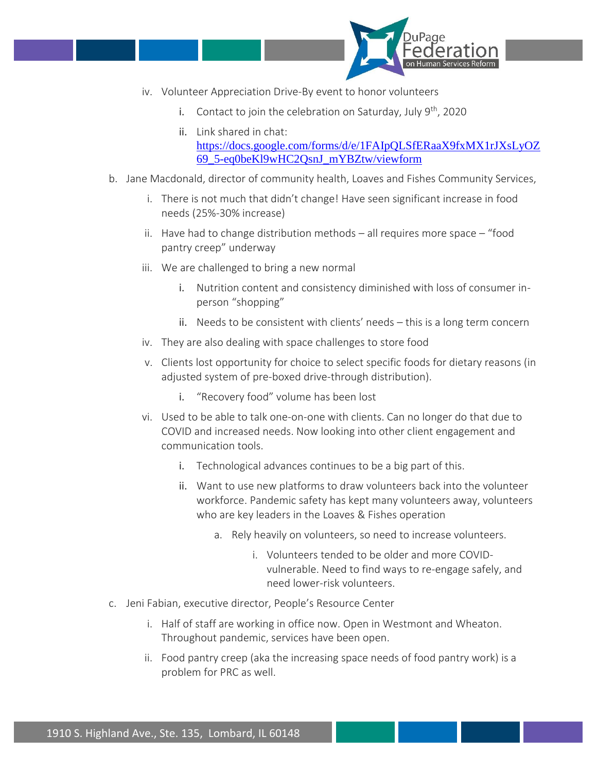- iv. Volunteer Appreciation Drive-By event to honor volunteers
  - i. Contact to join the celebration on Saturday, July 9th, 2020
  - ii. Link shared in chat: [https://docs.google.com/forms/d/e/1FAIpQLSfERaaX9fxMX1rJXsLyOZ69_5-eq0beKl9wHC2QsnJ_mYBZtw/viewform](https://docs.google.com/forms/d/e/1FAIpQLSfERaaX9fxMX1rJXsLyOZ69_5-eq0beKl9wHC2QsnJ_mYBZtw/viewform)

b. Jane Macdonald, director of community health, Loaves and Fishes Community Services,

- i. There is not much that didn't change! Have seen significant increase in food needs (25%-30% increase)
- ii. Have had to change distribution methods – all requires more space – "food pantry creep" underway
- iii. We are challenged to bring a new normal
  - i. Nutrition content and consistency diminished with loss of consumer in-person "shopping"
  - ii. Needs to be consistent with clients' needs – this is a long term concern
- iv. They are also dealing with space challenges to store food
- v. Clients lost opportunity for choice to select specific foods for dietary reasons (in adjusted system of pre-boxed drive-through distribution).
  - i. "Recovery food" volume has been lost
- vi. Used to be able to talk one-on-one with clients. Can no longer do that due to COVID and increased needs. Now looking into other client engagement and communication tools.
  - i. Technological advances continues to be a big part of this.
  - ii. Want to use new platforms to draw volunteers back into the volunteer workforce. Pandemic safety has kept many volunteers away, volunteers who are key leaders in the Loaves & Fishes operation
    - a. Rely heavily on volunteers, so need to increase volunteers.
      - i. Volunteers tended to be older and more COVID-vulnerable. Need to find ways to re-engage safely, and need lower-risk volunteers.

c. Jeni Fabian, executive director, People's Resource Center

- i. Half of staff are working in office now. Open in Westmont and Wheaton. Throughout pandemic, services have been open.
- ii. Food pantry creep (aka the increasing space needs of food pantry work) is a problem for PRC as well.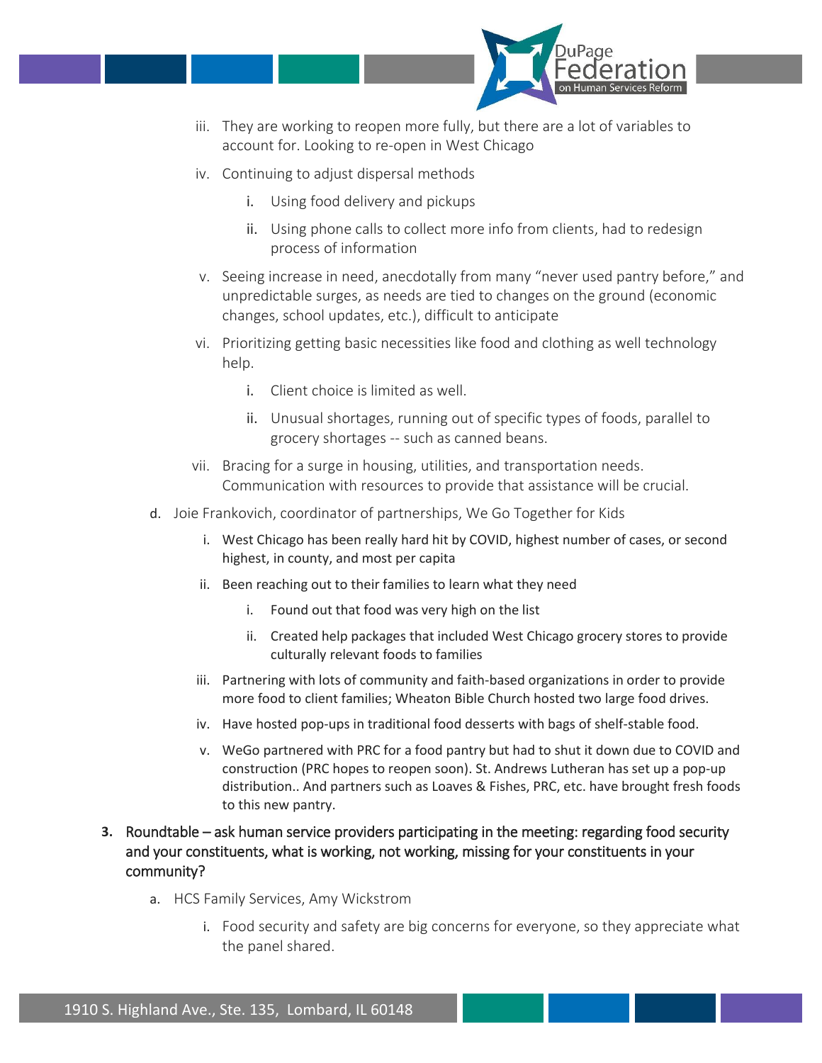iii. They are working to reopen more fully, but there are a lot of variables to account for. Looking to re-open in West Chicago
   iv. Continuing to adjust dispersal methods
      i. Using food delivery and pickups
      ii. Using phone calls to collect more info from clients, had to redesign process of information
   v. Seeing increase in need, anecdotally from many "never used pantry before," and unpredictable surges, as needs are tied to changes on the ground (economic changes, school updates, etc.), difficult to anticipate
   vi. Prioritizing getting basic necessities like food and clothing as well technology help.
      i. Client choice is limited as well.
      ii. Unusual shortages, running out of specific types of foods, parallel to grocery shortages -- such as canned beans.
   vii. Bracing for a surge in housing, utilities, and transportation needs. Communication with resources to provide that assistance will be crucial.

d. Joie Frankovich, coordinator of partnerships, We Go Together for Kids
   i. West Chicago has been really hard hit by COVID, highest number of cases, or second highest, in county, and most per capita
   ii. Been reaching out to their families to learn what they need
      i. Found out that food was very high on the list
      ii. Created help packages that included West Chicago grocery stores to provide culturally relevant foods to families
   iii. Partnering with lots of community and faith-based organizations in order to provide more food to client families; Wheaton Bible Church hosted two large food drives.
   iv. Have hosted pop-ups in traditional food desserts with bags of shelf-stable food.
   v. WeGo partnered with PRC for a food pantry but had to shut it down due to COVID and construction (PRC hopes to reopen soon). St. Andrews Lutheran has set up a pop-up distribution.. And partners such as Loaves & Fishes, PRC, etc. have brought fresh foods to this new pantry.

3. Roundtable – ask human service providers participating in the meeting: regarding food security and your constituents, what is working, not working, missing for your constituents in your community?
   a. HCS Family Services, Amy Wickstrom
      i. Food security and safety are big concerns for everyone, so they appreciate what the panel shared.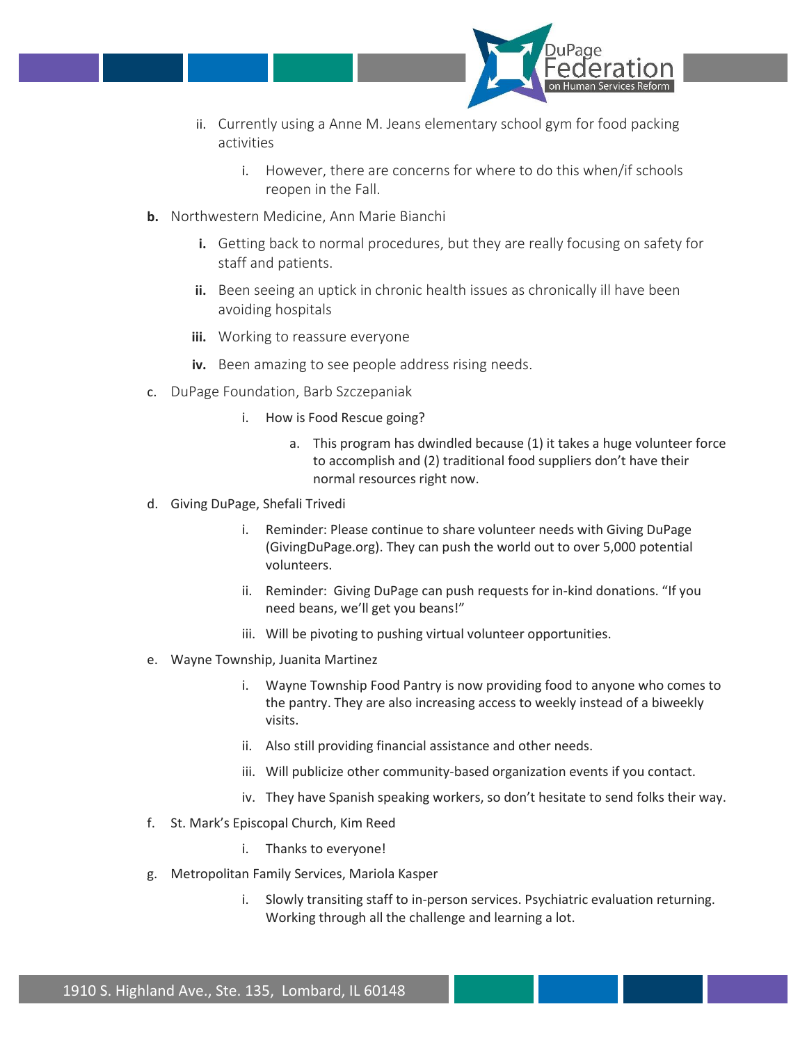- ii. Currently using a Anne M. Jeans elementary school gym for food packing activities
        - i. However, there are concerns for where to do this when/if schools reopen in the Fall.
- **b.** Northwestern Medicine, Ann Marie Bianchi
    - **i.** Getting back to normal procedures, but they are really focusing on safety for staff and patients.
    - **ii.** Been seeing an uptick in chronic health issues as chronically ill have been avoiding hospitals
    - **iii.** Working to reassure everyone
    - **iv.** Been amazing to see people address rising needs.
- c. DuPage Foundation, Barb Szczepaniak
    - i. How is Food Rescue going?
        - a. This program has dwindled because (1) it takes a huge volunteer force to accomplish and (2) traditional food suppliers don't have their normal resources right now.
- d. Giving DuPage, Shefali Trivedi
    - i. Reminder: Please continue to share volunteer needs with Giving DuPage (GivingDuPage.org). They can push the world out to over 5,000 potential volunteers.
    - ii. Reminder: Giving DuPage can push requests for in-kind donations. "If you need beans, we'll get you beans!"
    - iii. Will be pivoting to pushing virtual volunteer opportunities.
- e. Wayne Township, Juanita Martinez
    - i. Wayne Township Food Pantry is now providing food to anyone who comes to the pantry. They are also increasing access to weekly instead of a biweekly visits.
    - ii. Also still providing financial assistance and other needs.
    - iii. Will publicize other community-based organization events if you contact.
    - iv. They have Spanish speaking workers, so don't hesitate to send folks their way.
- f. St. Mark's Episcopal Church, Kim Reed
    - i. Thanks to everyone!
- g. Metropolitan Family Services, Mariola Kasper
    - i. Slowly transiting staff to in-person services. Psychiatric evaluation returning. Working through all the challenge and learning a lot.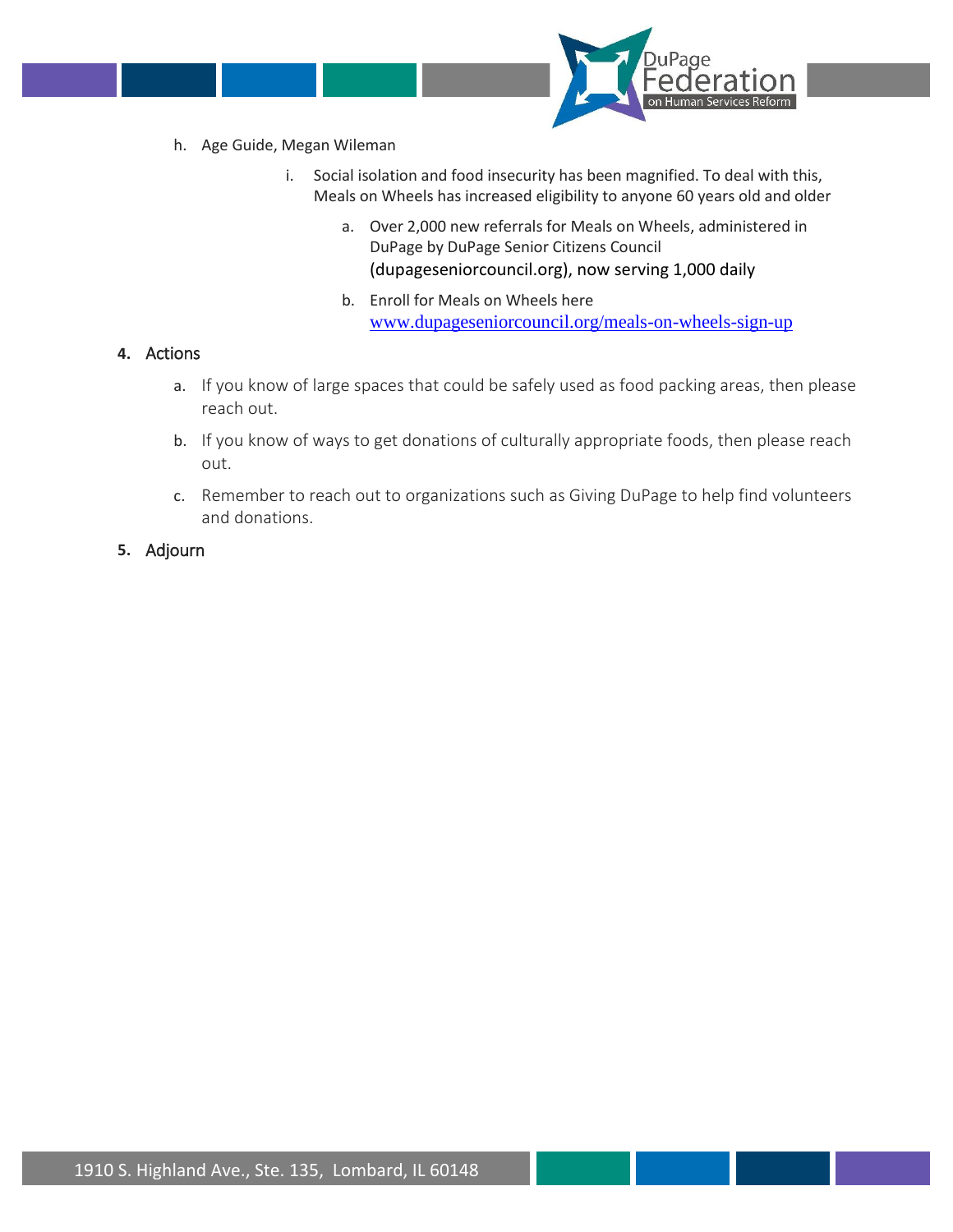h. Age Guide, Megan Wileman

   i. Social isolation and food insecurity has been magnified. To deal with this, Meals on Wheels has increased eligibility to anyone 60 years old and older

      a. Over 2,000 new referrals for Meals on Wheels, administered in DuPage by DuPage Senior Citizens Council (dupageseniorcouncil.org), now serving 1,000 daily

      b. Enroll for Meals on Wheels here www.dupageseniorcouncil.org/meals-on-wheels-sign-up

**4. Actions**

a. If you know of large spaces that could be safely used as food packing areas, then please reach out.

b. If you know of ways to get donations of culturally appropriate foods, then please reach out.

c. Remember to reach out to organizations such as Giving DuPage to help find volunteers and donations.

**5. Adjourn**